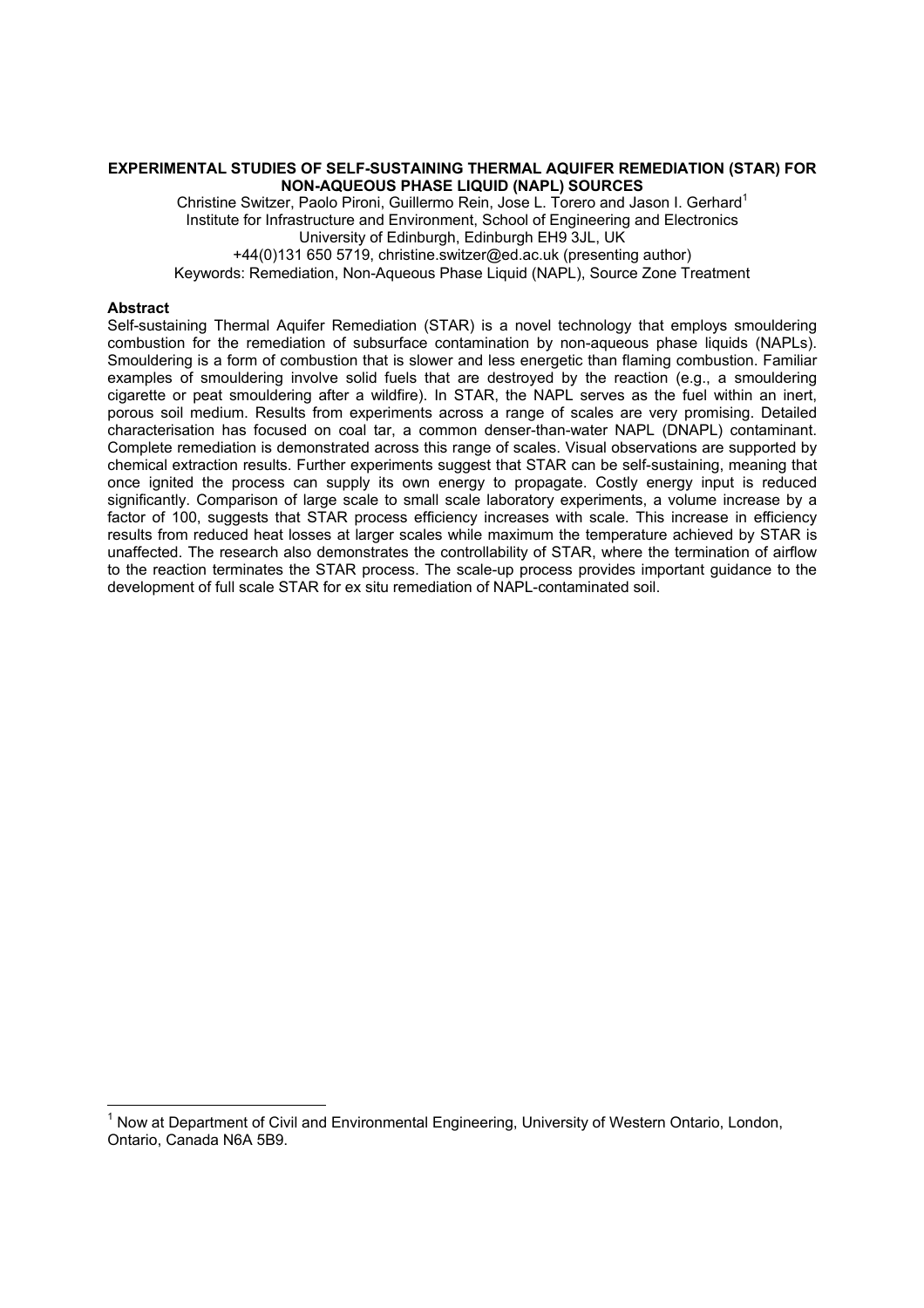# EXPERIMENTAL STUDIES OF SELF-SUSTAINING THERMAL AQUIFER REMEDIATION (STAR) FOR NON-AQUEOUS PHASE LIQUID (NAPL) SOURCES

Christine Switzer, Paolo Pironi, Guillermo Rein, Jose L. Torero and Jason I. Gerhard[1]
Institute for Infrastructure and Environment, School of Engineering and Electronics
University of Edinburgh, Edinburgh EH9 3JL, UK
+44(0)131 650 5719, christine.switzer@ed.ac.uk (presenting author)
Keywords: Remediation, Non-Aqueous Phase Liquid (NAPL), Source Zone Treatment

## Abstract

Self-sustaining Thermal Aquifer Remediation (STAR) is a novel technology that employs smouldering combustion for the remediation of subsurface contamination by non-aqueous phase liquids (NAPLs). Smouldering is a form of combustion that is slower and less energetic than flaming combustion. Familiar examples of smouldering involve solid fuels that are destroyed by the reaction (e.g., a smouldering cigarette or peat smouldering after a wildfire). In STAR, the NAPL serves as the fuel within an inert, porous soil medium. Results from experiments across a range of scales are very promising. Detailed characterisation has focused on coal tar, a common denser-than-water NAPL (DNAPL) contaminant. Complete remediation is demonstrated across this range of scales. Visual observations are supported by chemical extraction results. Further experiments suggest that STAR can be self-sustaining, meaning that once ignited the process can supply its own energy to propagate. Costly energy input is reduced significantly. Comparison of large scale to small scale laboratory experiments, a volume increase by a factor of 100, suggests that STAR process efficiency increases with scale. This increase in efficiency results from reduced heat losses at larger scales while maximum the temperature achieved by STAR is unaffected. The research also demonstrates the controllability of STAR, where the termination of airflow to the reaction terminates the STAR process. The scale-up process provides important guidance to the development of full scale STAR for ex situ remediation of NAPL-contaminated soil.

---

[1] Now at Department of Civil and Environmental Engineering, University of Western Ontario, London, Ontario, Canada N6A 5B9.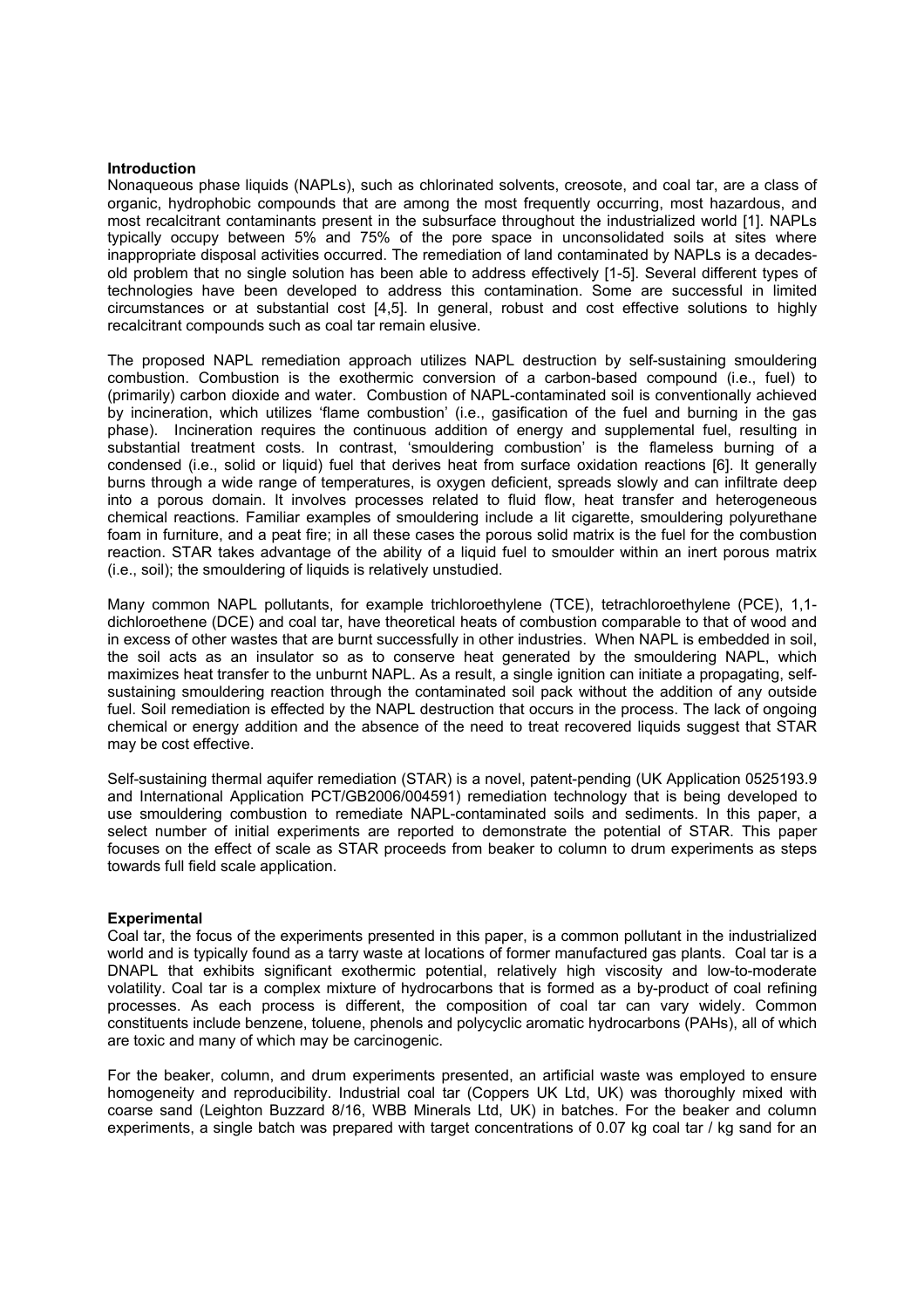### Introduction

Nonaqueous phase liquids (NAPLs), such as chlorinated solvents, creosote, and coal tar, are a class of organic, hydrophobic compounds that are among the most frequently occurring, most hazardous, and most recalcitrant contaminants present in the subsurface throughout the industrialized world [1]. NAPLs typically occupy between 5% and 75% of the pore space in unconsolidated soils at sites where inappropriate disposal activities occurred. The remediation of land contaminated by NAPLs is a decades-old problem that no single solution has been able to address effectively [1-5]. Several different types of technologies have been developed to address this contamination. Some are successful in limited circumstances or at substantial cost [4,5]. In general, robust and cost effective solutions to highly recalcitrant compounds such as coal tar remain elusive.

The proposed NAPL remediation approach utilizes NAPL destruction by self-sustaining smouldering combustion. Combustion is the exothermic conversion of a carbon-based compound (i.e., fuel) to (primarily) carbon dioxide and water. Combustion of NAPL-contaminated soil is conventionally achieved by incineration, which utilizes 'flame combustion' (i.e., gasification of the fuel and burning in the gas phase). Incineration requires the continuous addition of energy and supplemental fuel, resulting in substantial treatment costs. In contrast, 'smouldering combustion' is the flameless burning of a condensed (i.e., solid or liquid) fuel that derives heat from surface oxidation reactions [6]. It generally burns through a wide range of temperatures, is oxygen deficient, spreads slowly and can infiltrate deep into a porous domain. It involves processes related to fluid flow, heat transfer and heterogeneous chemical reactions. Familiar examples of smouldering include a lit cigarette, smouldering polyurethane foam in furniture, and a peat fire; in all these cases the porous solid matrix is the fuel for the combustion reaction. STAR takes advantage of the ability of a liquid fuel to smoulder within an inert porous matrix (i.e., soil); the smouldering of liquids is relatively unstudied.

Many common NAPL pollutants, for example trichloroethylene (TCE), tetrachloroethylene (PCE), 1,1-dichloroethene (DCE) and coal tar, have theoretical heats of combustion comparable to that of wood and in excess of other wastes that are burnt successfully in other industries. When NAPL is embedded in soil, the soil acts as an insulator so as to conserve heat generated by the smouldering NAPL, which maximizes heat transfer to the unburnt NAPL. As a result, a single ignition can initiate a propagating, self-sustaining smouldering reaction through the contaminated soil pack without the addition of any outside fuel. Soil remediation is effected by the NAPL destruction that occurs in the process. The lack of ongoing chemical or energy addition and the absence of the need to treat recovered liquids suggest that STAR may be cost effective.

Self-sustaining thermal aquifer remediation (STAR) is a novel, patent-pending (UK Application 0525193.9 and International Application PCT/GB2006/004591) remediation technology that is being developed to use smouldering combustion to remediate NAPL-contaminated soils and sediments. In this paper, a select number of initial experiments are reported to demonstrate the potential of STAR. This paper focuses on the effect of scale as STAR proceeds from beaker to column to drum experiments as steps towards full field scale application.

### Experimental

Coal tar, the focus of the experiments presented in this paper, is a common pollutant in the industrialized world and is typically found as a tarry waste at locations of former manufactured gas plants. Coal tar is a DNAPL that exhibits significant exothermic potential, relatively high viscosity and low-to-moderate volatility. Coal tar is a complex mixture of hydrocarbons that is formed as a by-product of coal refining processes. As each process is different, the composition of coal tar can vary widely. Common constituents include benzene, toluene, phenols and polycyclic aromatic hydrocarbons (PAHs), all of which are toxic and many of which may be carcinogenic.

For the beaker, column, and drum experiments presented, an artificial waste was employed to ensure homogeneity and reproducibility. Industrial coal tar (Coppers UK Ltd, UK) was thoroughly mixed with coarse sand (Leighton Buzzard 8/16, WBB Minerals Ltd, UK) in batches. For the beaker and column experiments, a single batch was prepared with target concentrations of 0.07 kg coal tar / kg sand for an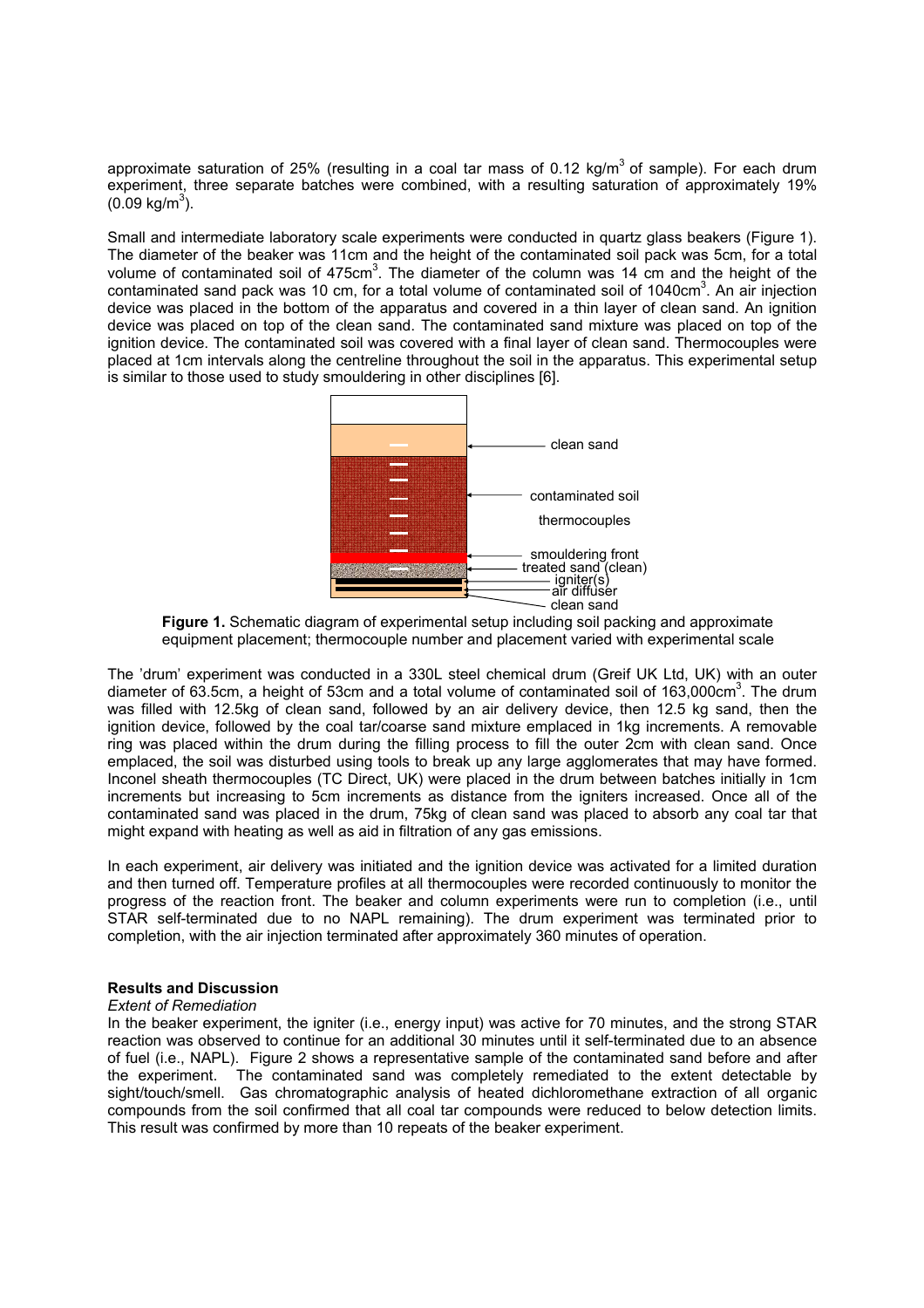approximate saturation of 25% (resulting in a coal tar mass of 0.12 kg/m$^3$ of sample). For each drum experiment, three separate batches were combined, with a resulting saturation of approximately 19% (0.09 kg/m$^3$).

Small and intermediate laboratory scale experiments were conducted in quartz glass beakers (Figure 1). The diameter of the beaker was 11cm and the height of the contaminated soil pack was 5cm, for a total volume of contaminated soil of 475cm$^3$. The diameter of the column was 14 cm and the height of the contaminated sand pack was 10 cm, for a total volume of contaminated soil of 1040cm$^3$. An air injection device was placed in the bottom of the apparatus and covered in a thin layer of clean sand. An ignition device was placed on top of the clean sand. The contaminated sand mixture was placed on top of the ignition device. The contaminated soil was covered with a final layer of clean sand. Thermocouples were placed at 1cm intervals along the centreline throughout the soil in the apparatus. This experimental setup is similar to those used to study smouldering in other disciplines [6].

clean sand

contaminated soil

thermocouples

smouldering front

treated sand (clean)

igniter(s)

air diffuser

clean sand

**Figure 1.** Schematic diagram of experimental setup including soil packing and approximate equipment placement; thermocouple number and placement varied with experimental scale

The 'drum' experiment was conducted in a 330L steel chemical drum (Greif UK Ltd, UK) with an outer diameter of 63.5cm, a height of 53cm and a total volume of contaminated soil of 163,000cm$^3$. The drum was filled with 12.5kg of clean sand, followed by an air delivery device, then 12.5 kg sand, then the ignition device, followed by the coal tar/coarse sand mixture emplaced in 1kg increments. A removable ring was placed within the drum during the filling process to fill the outer 2cm with clean sand. Once emplaced, the soil was disturbed using tools to break up any large agglomerates that may have formed. Inconel sheath thermocouples (TC Direct, UK) were placed in the drum between batches initially in 1cm increments but increasing to 5cm increments as distance from the igniters increased. Once all of the contaminated sand was placed in the drum, 75kg of clean sand was placed to absorb any coal tar that might expand with heating as well as aid in filtration of any gas emissions.

In each experiment, air delivery was initiated and the ignition device was activated for a limited duration and then turned off. Temperature profiles at all thermocouples were recorded continuously to monitor the progress of the reaction front. The beaker and column experiments were run to completion (i.e., until STAR self-terminated due to no NAPL remaining). The drum experiment was terminated prior to completion, with the air injection terminated after approximately 360 minutes of operation.

## Results and Discussion

*Extent of Remediation*

In the beaker experiment, the igniter (i.e., energy input) was active for 70 minutes, and the strong STAR reaction was observed to continue for an additional 30 minutes until it self-terminated due to an absence of fuel (i.e., NAPL). Figure 2 shows a representative sample of the contaminated sand before and after the experiment. The contaminated sand was completely remediated to the extent detectable by sight/touch/smell. Gas chromatographic analysis of heated dichloromethane extraction of all organic compounds from the soil confirmed that all coal tar compounds were reduced to below detection limits. This result was confirmed by more than 10 repeats of the beaker experiment.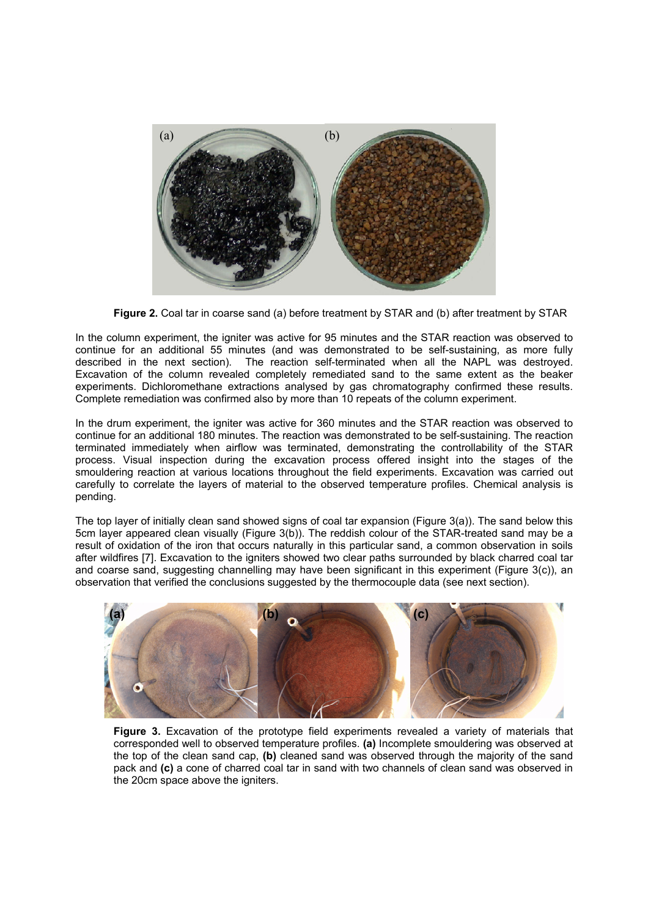**Figure 2.** Coal tar in coarse sand (a) before treatment by STAR and (b) after treatment by STAR

In the column experiment, the igniter was active for 95 minutes and the STAR reaction was observed to continue for an additional 55 minutes (and was demonstrated to be self-sustaining, as more fully described in the next section). The reaction self-terminated when all the NAPL was destroyed. Excavation of the column revealed completely remediated sand to the same extent as the beaker experiments. Dichloromethane extractions analysed by gas chromatography confirmed these results. Complete remediation was confirmed also by more than 10 repeats of the column experiment.

In the drum experiment, the igniter was active for 360 minutes and the STAR reaction was observed to continue for an additional 180 minutes. The reaction was demonstrated to be self-sustaining. The reaction terminated immediately when airflow was terminated, demonstrating the controllability of the STAR process. Visual inspection during the excavation process offered insight into the stages of the smouldering reaction at various locations throughout the field experiments. Excavation was carried out carefully to correlate the layers of material to the observed temperature profiles. Chemical analysis is pending.

The top layer of initially clean sand showed signs of coal tar expansion (Figure 3(a)). The sand below this 5cm layer appeared clean visually (Figure 3(b)). The reddish colour of the STAR-treated sand may be a result of oxidation of the iron that occurs naturally in this particular sand, a common observation in soils after wildfires [7]. Excavation to the igniters showed two clear paths surrounded by black charred coal tar and coarse sand, suggesting channelling may have been significant in this experiment (Figure 3(c)), an observation that verified the conclusions suggested by the thermocouple data (see next section).

**Figure 3.** Excavation of the prototype field experiments revealed a variety of materials that corresponded well to observed temperature profiles. **(a)** Incomplete smouldering was observed at the top of the clean sand cap, **(b)** cleaned sand was observed through the majority of the sand pack and **(c)** a cone of charred coal tar in sand with two channels of clean sand was observed in the 20cm space above the igniters.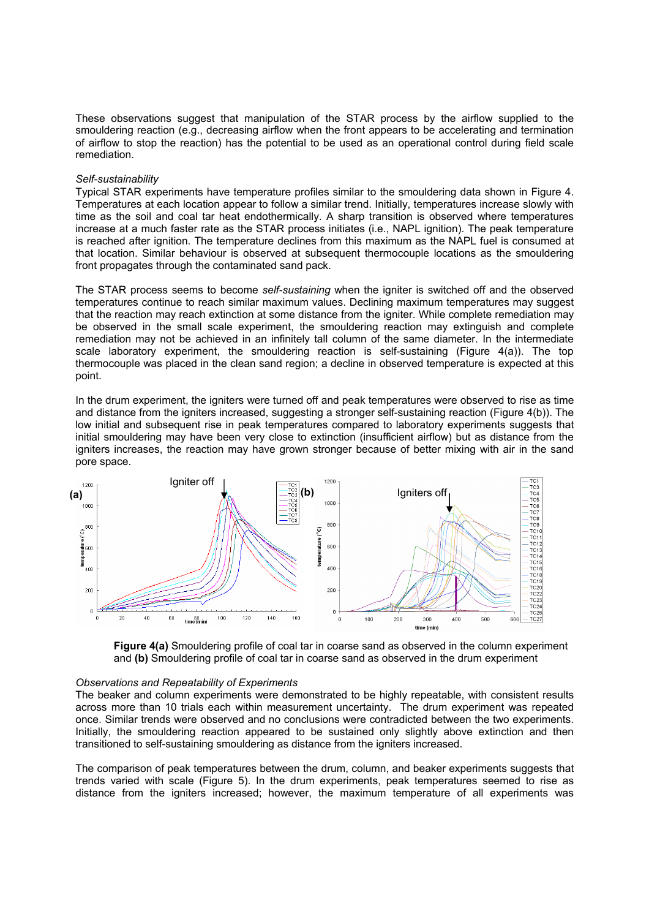These observations suggest that manipulation of the STAR process by the airflow supplied to the smouldering reaction (e.g., decreasing airflow when the front appears to be accelerating and termination of airflow to stop the reaction) has the potential to be used as an operational control during field scale remediation.

*Self-sustainability*

Typical STAR experiments have temperature profiles similar to the smouldering data shown in Figure 4. Temperatures at each location appear to follow a similar trend. Initially, temperatures increase slowly with time as the soil and coal tar heat endothermically. A sharp transition is observed where temperatures increase at a much faster rate as the STAR process initiates (i.e., NAPL ignition). The peak temperature is reached after ignition. The temperature declines from this maximum as the NAPL fuel is consumed at that location. Similar behaviour is observed at subsequent thermocouple locations as the smouldering front propagates through the contaminated sand pack.

The STAR process seems to become *self-sustaining* when the igniter is switched off and the observed temperatures continue to reach similar maximum values. Declining maximum temperatures may suggest that the reaction may reach extinction at some distance from the igniter. While complete remediation may be observed in the small scale experiment, the smouldering reaction may extinguish and complete remediation may not be achieved in an infinitely tall column of the same diameter. In the intermediate scale laboratory experiment, the smouldering reaction is self-sustaining (Figure 4(a)). The top thermocouple was placed in the clean sand region; a decline in observed temperature is expected at this point.

In the drum experiment, the igniters were turned off and peak temperatures were observed to rise as time and distance from the igniters increased, suggesting a stronger self-sustaining reaction (Figure 4(b)). The low initial and subsequent rise in peak temperatures compared to laboratory experiments suggests that initial smouldering may have been very close to extinction (insufficient airflow) but as distance from the igniters increases, the reaction may have grown stronger because of better mixing with air in the sand pore space.

**Figure 4(a)** Smouldering profile of coal tar in coarse sand as observed in the column experiment and **(b)** Smouldering profile of coal tar in coarse sand as observed in the drum experiment

*Observations and Repeatability of Experiments*

The beaker and column experiments were demonstrated to be highly repeatable, with consistent results across more than 10 trials each within measurement uncertainty. The drum experiment was repeated once. Similar trends were observed and no conclusions were contradicted between the two experiments. Initially, the smouldering reaction appeared to be sustained only slightly above extinction and then transitioned to self-sustaining smouldering as distance from the igniters increased.

The comparison of peak temperatures between the drum, column, and beaker experiments suggests that trends varied with scale (Figure 5). In the drum experiments, peak temperatures seemed to rise as distance from the igniters increased; however, the maximum temperature of all experiments was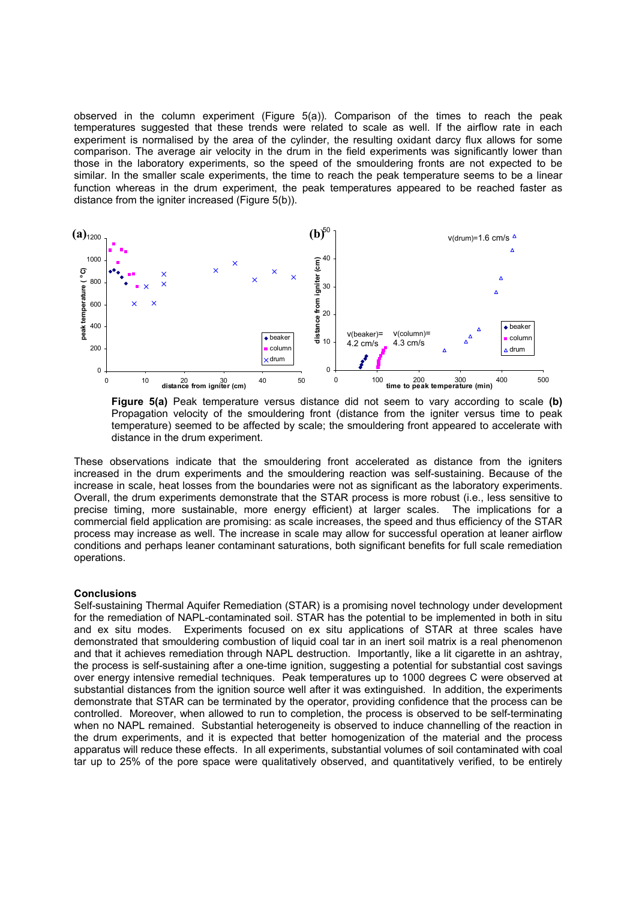observed in the column experiment (Figure 5(a)). Comparison of the times to reach the peak temperatures suggested that these trends were related to scale as well. If the airflow rate in each experiment is normalised by the area of the cylinder, the resulting oxidant darcy flux allows for some comparison. The average air velocity in the drum in the field experiments was significantly lower than those in the laboratory experiments, so the speed of the smouldering fronts are not expected to be similar. In the smaller scale experiments, the time to reach the peak temperature seems to be a linear function whereas in the drum experiment, the peak temperatures appeared to be reached faster as distance from the igniter increased (Figure 5(b)).

**Figure 5(a)** Peak temperature versus distance did not seem to vary according to scale **(b)** Propagation velocity of the smouldering front (distance from the igniter versus time to peak temperature) seemed to be affected by scale; the smouldering front appeared to accelerate with distance in the drum experiment.

These observations indicate that the smouldering front accelerated as distance from the igniters increased in the drum experiments and the smouldering reaction was self-sustaining. Because of the increase in scale, heat losses from the boundaries were not as significant as the laboratory experiments. Overall, the drum experiments demonstrate that the STAR process is more robust (i.e., less sensitive to precise timing, more sustainable, more energy efficient) at larger scales. The implications for a commercial field application are promising: as scale increases, the speed and thus efficiency of the STAR process may increase as well. The increase in scale may allow for successful operation at leaner airflow conditions and perhaps leaner contaminant saturations, both significant benefits for full scale remediation operations.

## Conclusions

Self-sustaining Thermal Aquifer Remediation (STAR) is a promising novel technology under development for the remediation of NAPL-contaminated soil. STAR has the potential to be implemented in both in situ and ex situ modes. Experiments focused on ex situ applications of STAR at three scales have demonstrated that smouldering combustion of liquid coal tar in an inert soil matrix is a real phenomenon and that it achieves remediation through NAPL destruction. Importantly, like a lit cigarette in an ashtray, the process is self-sustaining after a one-time ignition, suggesting a potential for substantial cost savings over energy intensive remedial techniques. Peak temperatures up to 1000 degrees C were observed at substantial distances from the ignition source well after it was extinguished. In addition, the experiments demonstrate that STAR can be terminated by the operator, providing confidence that the process can be controlled. Moreover, when allowed to run to completion, the process is observed to be self-terminating when no NAPL remained. Substantial heterogeneity is observed to induce channelling of the reaction in the drum experiments, and it is expected that better homogenization of the material and the process apparatus will reduce these effects. In all experiments, substantial volumes of soil contaminated with coal tar up to 25% of the pore space were qualitatively observed, and quantitatively verified, to be entirely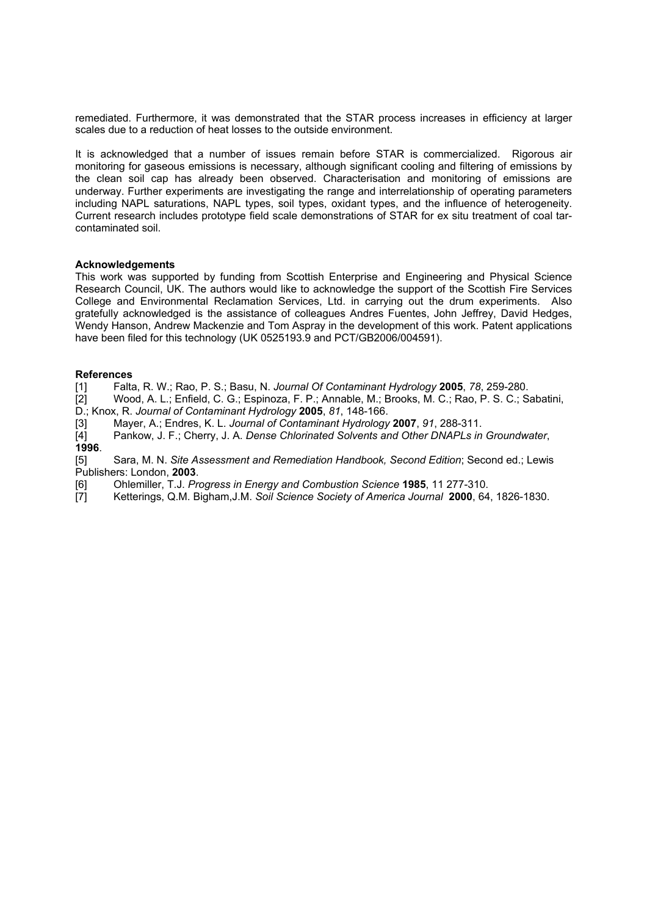remediated. Furthermore, it was demonstrated that the STAR process increases in efficiency at larger scales due to a reduction of heat losses to the outside environment.

It is acknowledged that a number of issues remain before STAR is commercialized. Rigorous air monitoring for gaseous emissions is necessary, although significant cooling and filtering of emissions by the clean soil cap has already been observed. Characterisation and monitoring of emissions are underway. Further experiments are investigating the range and interrelationship of operating parameters including NAPL saturations, NAPL types, soil types, oxidant types, and the influence of heterogeneity. Current research includes prototype field scale demonstrations of STAR for ex situ treatment of coal tar-contaminated soil.

**Acknowledgements**

This work was supported by funding from Scottish Enterprise and Engineering and Physical Science Research Council, UK. The authors would like to acknowledge the support of the Scottish Fire Services College and Environmental Reclamation Services, Ltd. in carrying out the drum experiments. Also gratefully acknowledged is the assistance of colleagues Andres Fuentes, John Jeffrey, David Hedges, Wendy Hanson, Andrew Mackenzie and Tom Aspray in the development of this work. Patent applications have been filed for this technology (UK 0525193.9 and PCT/GB2006/004591).

**References**

[1] Falta, R. W.; Rao, P. S.; Basu, N. *Journal Of Contaminant Hydrology* **2005**, *78*, 259-280.

[2] Wood, A. L.; Enfield, C. G.; Espinoza, F. P.; Annable, M.; Brooks, M. C.; Rao, P. S. C.; Sabatini, D.; Knox, R. *Journal of Contaminant Hydrology* **2005**, *81*, 148-166.

[3] Mayer, A.; Endres, K. L. *Journal of Contaminant Hydrology* **2007**, *91*, 288-311.

[4] Pankow, J. F.; Cherry, J. A. *Dense Chlorinated Solvents and Other DNAPLs in Groundwater*, **1996**.

[5] Sara, M. N. *Site Assessment and Remediation Handbook, Second Edition*; Second ed.; Lewis Publishers: London, **2003**.

[6] Ohlemiller, T.J. *Progress in Energy and Combustion Science* **1985**, 11 277-310.

[7] Ketterings, Q.M. Bigham,J.M. *Soil Science Society of America Journal* **2000**, 64, 1826-1830.